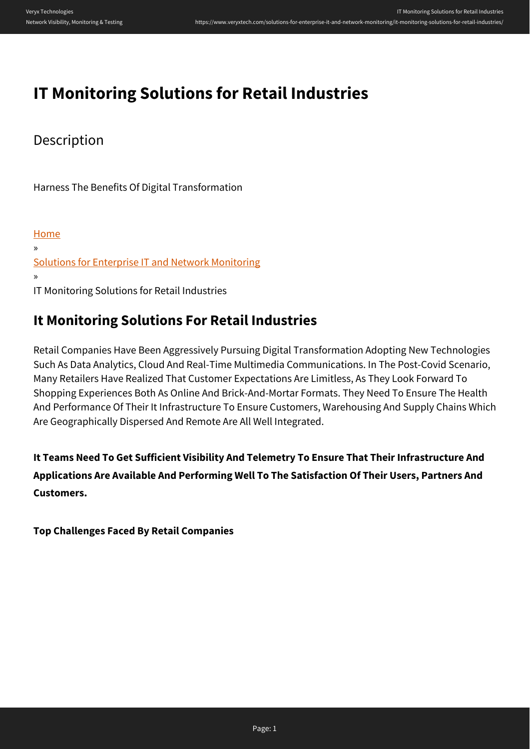# IT Monitoring Solutions for Retail Industries

## Description

Harness The Benefits Of Digital Transformation

[Home](#)
»
[Solutions for Enterprise IT and Network Monitoring](#)
»
IT Monitoring Solutions for Retail Industries

## It Monitoring Solutions For Retail Industries

Retail Companies Have Been Aggressively Pursuing Digital Transformation Adopting New Technologies Such As Data Analytics, Cloud And Real-Time Multimedia Communications. In The Post-Covid Scenario, Many Retailers Have Realized That Customer Expectations Are Limitless, As They Look Forward To Shopping Experiences Both As Online And Brick-And-Mortar Formats. They Need To Ensure The Health And Performance Of Their It Infrastructure To Ensure Customers, Warehousing And Supply Chains Which Are Geographically Dispersed And Remote Are All Well Integrated.

**It Teams Need To Get Sufficient Visibility And Telemetry To Ensure That Their Infrastructure And Applications Are Available And Performing Well To The Satisfaction Of Their Users, Partners And Customers.**

**Top Challenges Faced By Retail Companies**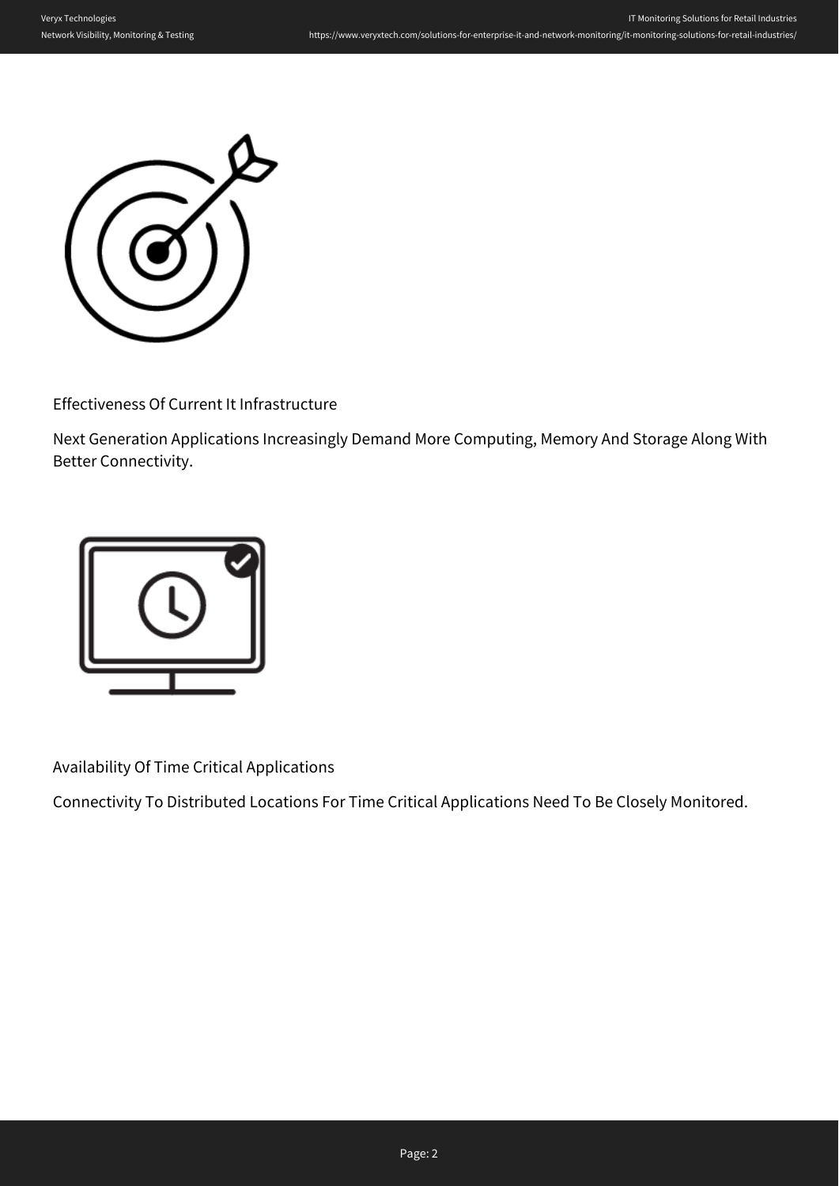### Effectiveness Of Current It Infrastructure

Next Generation Applications Increasingly Demand More Computing, Memory And Storage Along With Better Connectivity.

### Availability Of Time Critical Applications

Connectivity To Distributed Locations For Time Critical Applications Need To Be Closely Monitored.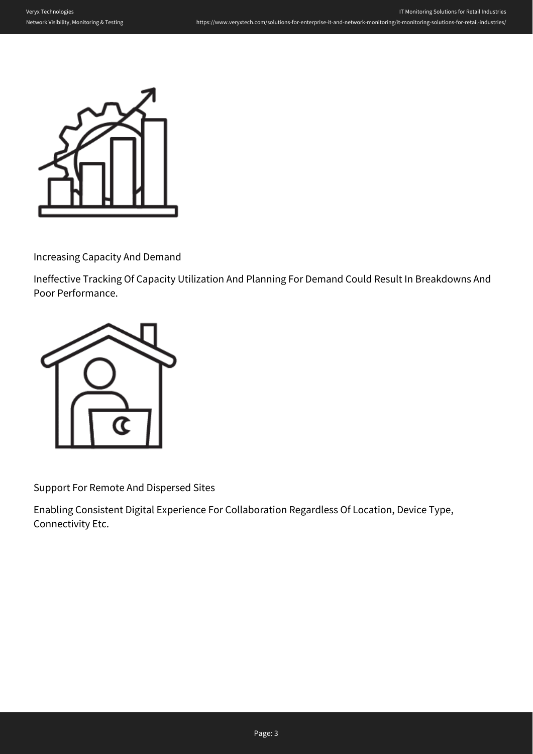Increasing Capacity And Demand

Ineffective Tracking Of Capacity Utilization And Planning For Demand Could Result In Breakdowns And Poor Performance.

Support For Remote And Dispersed Sites

Enabling Consistent Digital Experience For Collaboration Regardless Of Location, Device Type, Connectivity Etc.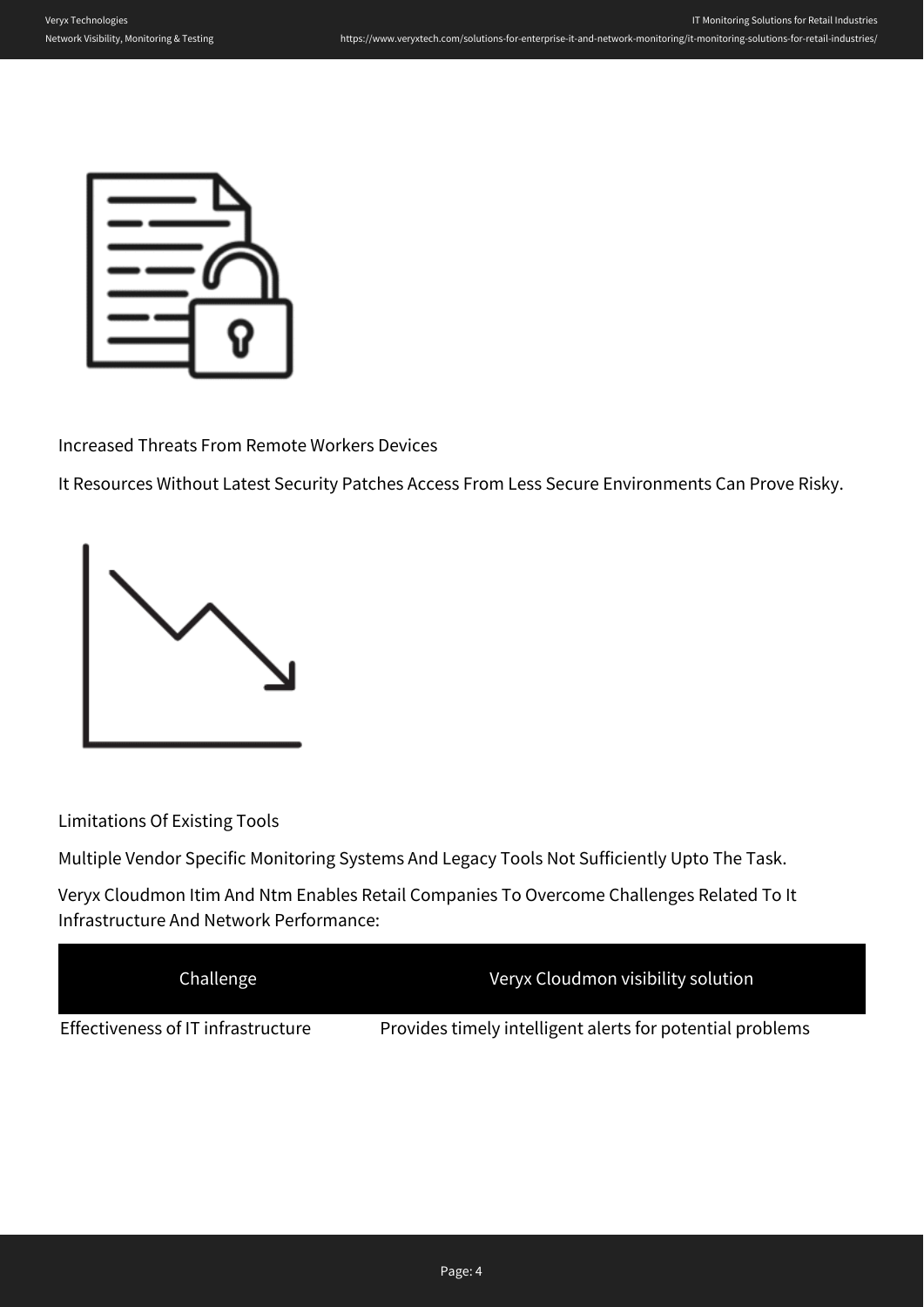Increased Threats From Remote Workers Devices

It Resources Without Latest Security Patches Access From Less Secure Environments Can Prove Risky.

Limitations Of Existing Tools

Multiple Vendor Specific Monitoring Systems And Legacy Tools Not Sufficiently Upto The Task.

Veryx Cloudmon Itim And Ntm Enables Retail Companies To Overcome Challenges Related To It Infrastructure And Network Performance:

| Challenge | Veryx Cloudmon visibility solution |
| --- | --- |
| Effectiveness of IT infrastructure | Provides timely intelligent alerts for potential problems |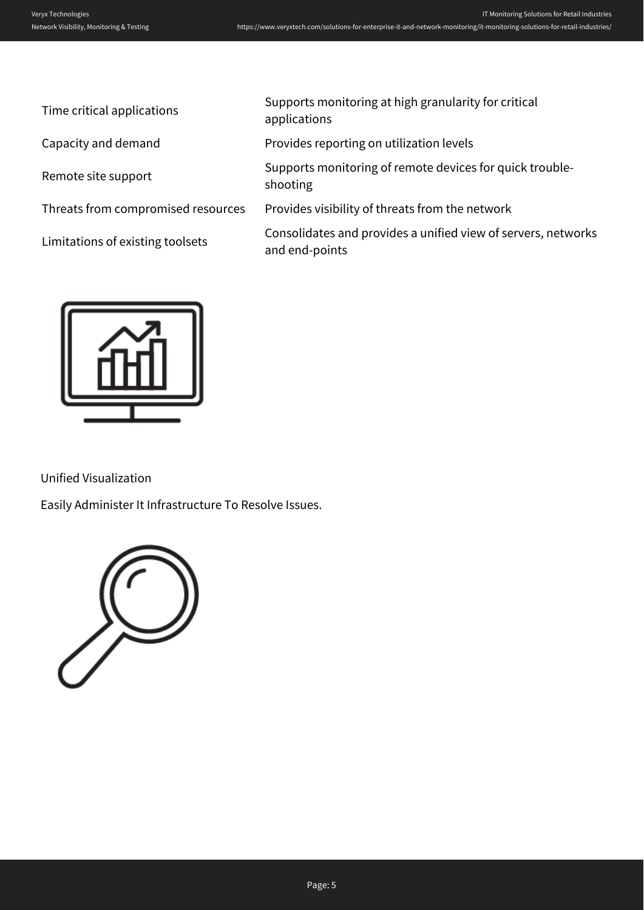| | |
|---|---|
| Time critical applications | Supports monitoring at high granularity for critical applications |
| Capacity and demand | Provides reporting on utilization levels |
| Remote site support | Supports monitoring of remote devices for quick trouble-shooting |
| Threats from compromised resources | Provides visibility of threats from the network |
| Limitations of existing toolsets | Consolidates and provides a unified view of servers, networks and end-points |

Unified Visualization

Easily Administer It Infrastructure To Resolve Issues.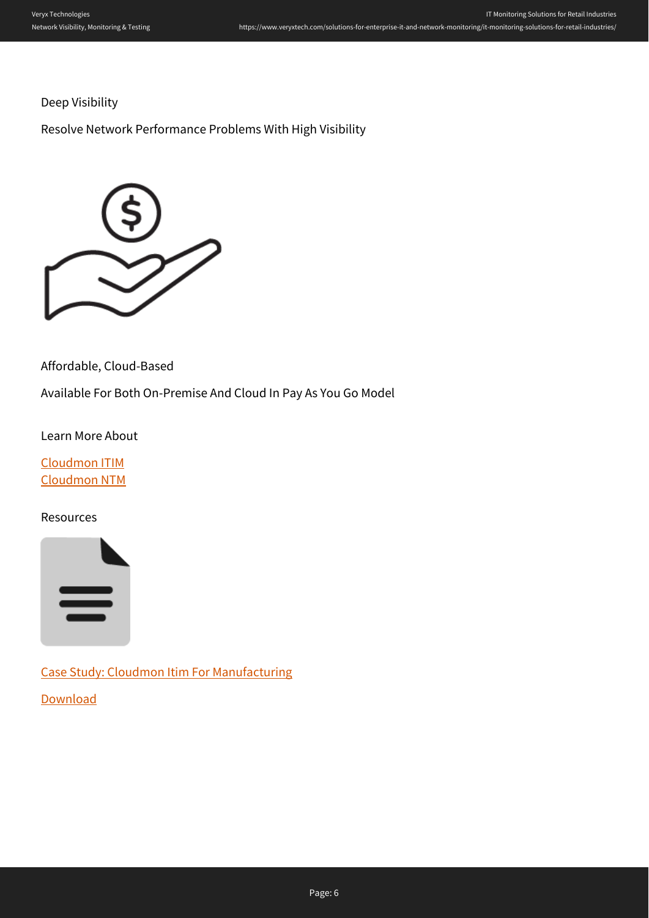Deep Visibility

Resolve Network Performance Problems With High Visibility

Affordable, Cloud-Based

Available For Both On-Premise And Cloud In Pay As You Go Model

Learn More About

[Cloudmon ITIM](#)
[Cloudmon NTM](#)

Resources

[Case Study: Cloudmon Itim For Manufacturing](#)

[Download](#)